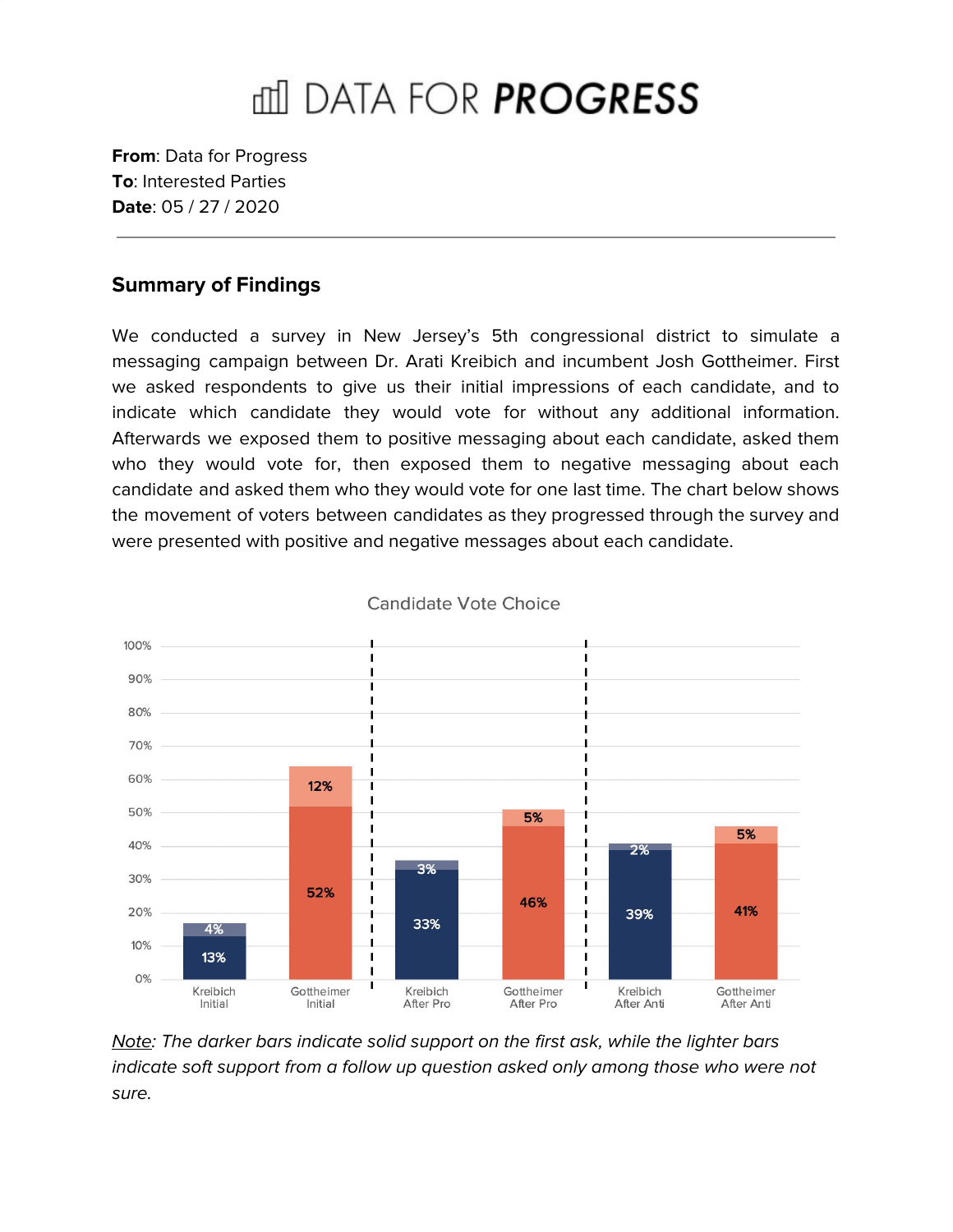# DATA FOR **PROGRESS**

**From**: Data for Progress
**To**: Interested Parties
**Date**: 05 / 27 / 2020

---

## Summary of Findings

We conducted a survey in New Jersey's 5th congressional district to simulate a messaging campaign between Dr. Arati Kreibich and incumbent Josh Gottheimer. First we asked respondents to give us their initial impressions of each candidate, and to indicate which candidate they would vote for without any additional information. Afterwards we exposed them to positive messaging about each candidate, asked them who they would vote for, then exposed them to negative messaging about each candidate and asked them who they would vote for one last time. The chart below shows the movement of voters between candidates as they progressed through the survey and were presented with positive and negative messages about each candidate.

Candidate Vote Choice

| | Kreibich Initial | Gottheimer Initial | Kreibich After Pro | Gottheimer After Pro | Kreibich After Anti | Gottheimer After Anti |
|---|---|---|---|---|---|---|
| Solid support | 13% | 52% | 33% | 46% | 39% | 41% |
| Soft support | 4% | 12% | 3% | 5% | 2% | 5% |

*Note: The darker bars indicate solid support on the first ask, while the lighter bars indicate soft support from a follow up question asked only among those who were not sure.*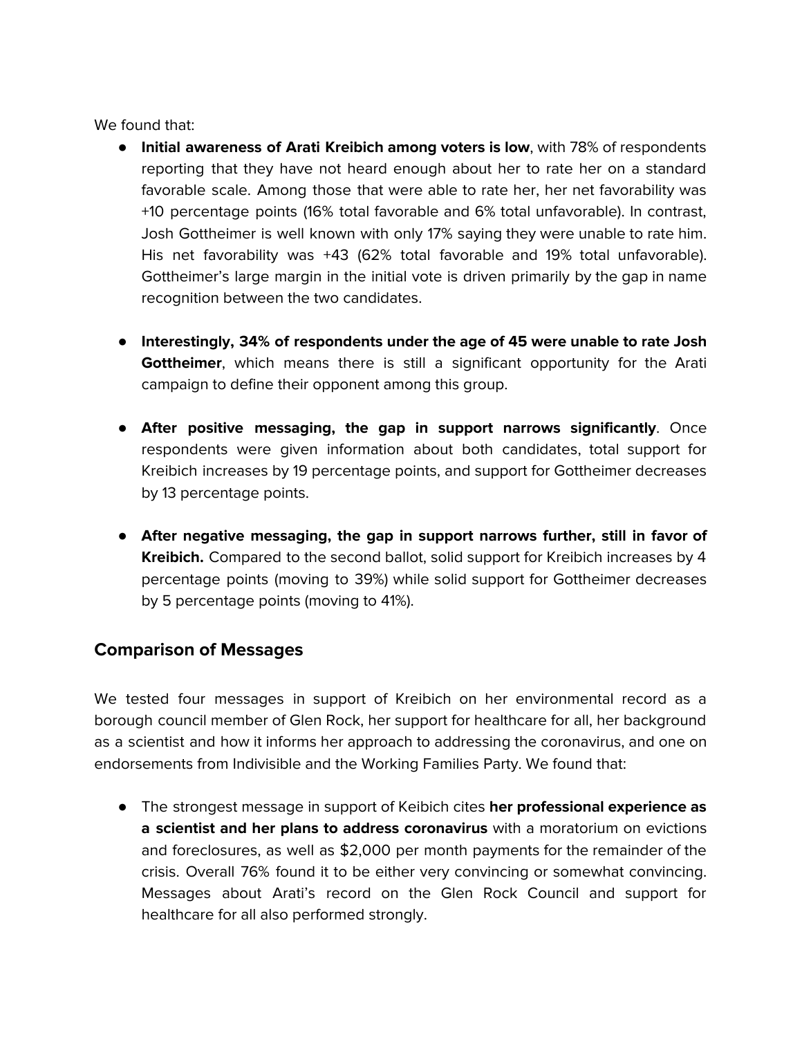We found that:

- **Initial awareness of Arati Kreibich among voters is low**, with 78% of respondents reporting that they have not heard enough about her to rate her on a standard favorable scale. Among those that were able to rate her, her net favorability was +10 percentage points (16% total favorable and 6% total unfavorable). In contrast, Josh Gottheimer is well known with only 17% saying they were unable to rate him. His net favorability was +43 (62% total favorable and 19% total unfavorable). Gottheimer's large margin in the initial vote is driven primarily by the gap in name recognition between the two candidates.

- **Interestingly, 34% of respondents under the age of 45 were unable to rate Josh Gottheimer**, which means there is still a significant opportunity for the Arati campaign to define their opponent among this group.

- **After positive messaging, the gap in support narrows significantly**. Once respondents were given information about both candidates, total support for Kreibich increases by 19 percentage points, and support for Gottheimer decreases by 13 percentage points.

- **After negative messaging, the gap in support narrows further, still in favor of Kreibich.** Compared to the second ballot, solid support for Kreibich increases by 4 percentage points (moving to 39%) while solid support for Gottheimer decreases by 5 percentage points (moving to 41%).

## Comparison of Messages

We tested four messages in support of Kreibich on her environmental record as a borough council member of Glen Rock, her support for healthcare for all, her background as a scientist and how it informs her approach to addressing the coronavirus, and one on endorsements from Indivisible and the Working Families Party. We found that:

- The strongest message in support of Keibich cites **her professional experience as a scientist and her plans to address coronavirus** with a moratorium on evictions and foreclosures, as well as $2,000 per month payments for the remainder of the crisis. Overall 76% found it to be either very convincing or somewhat convincing. Messages about Arati's record on the Glen Rock Council and support for healthcare for all also performed strongly.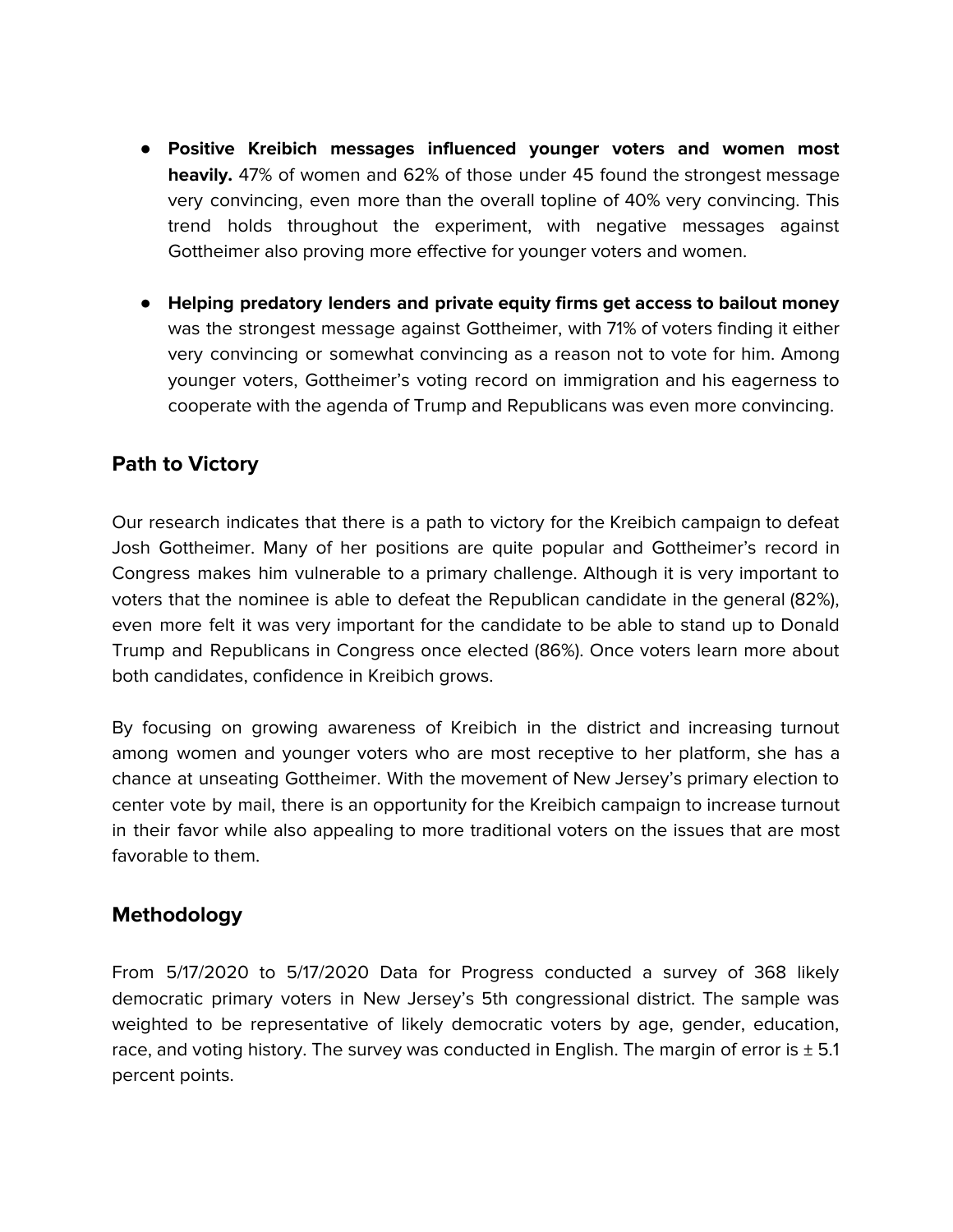- **Positive Kreibich messages influenced younger voters and women most heavily.** 47% of women and 62% of those under 45 found the strongest message very convincing, even more than the overall topline of 40% very convincing. This trend holds throughout the experiment, with negative messages against Gottheimer also proving more effective for younger voters and women.

- **Helping predatory lenders and private equity firms get access to bailout money** was the strongest message against Gottheimer, with 71% of voters finding it either very convincing or somewhat convincing as a reason not to vote for him. Among younger voters, Gottheimer's voting record on immigration and his eagerness to cooperate with the agenda of Trump and Republicans was even more convincing.

## Path to Victory

Our research indicates that there is a path to victory for the Kreibich campaign to defeat Josh Gottheimer. Many of her positions are quite popular and Gottheimer's record in Congress makes him vulnerable to a primary challenge. Although it is very important to voters that the nominee is able to defeat the Republican candidate in the general (82%), even more felt it was very important for the candidate to be able to stand up to Donald Trump and Republicans in Congress once elected (86%). Once voters learn more about both candidates, confidence in Kreibich grows.

By focusing on growing awareness of Kreibich in the district and increasing turnout among women and younger voters who are most receptive to her platform, she has a chance at unseating Gottheimer. With the movement of New Jersey's primary election to center vote by mail, there is an opportunity for the Kreibich campaign to increase turnout in their favor while also appealing to more traditional voters on the issues that are most favorable to them.

## Methodology

From 5/17/2020 to 5/17/2020 Data for Progress conducted a survey of 368 likely democratic primary voters in New Jersey's 5th congressional district. The sample was weighted to be representative of likely democratic voters by age, gender, education, race, and voting history. The survey was conducted in English. The margin of error is ± 5.1 percent points.